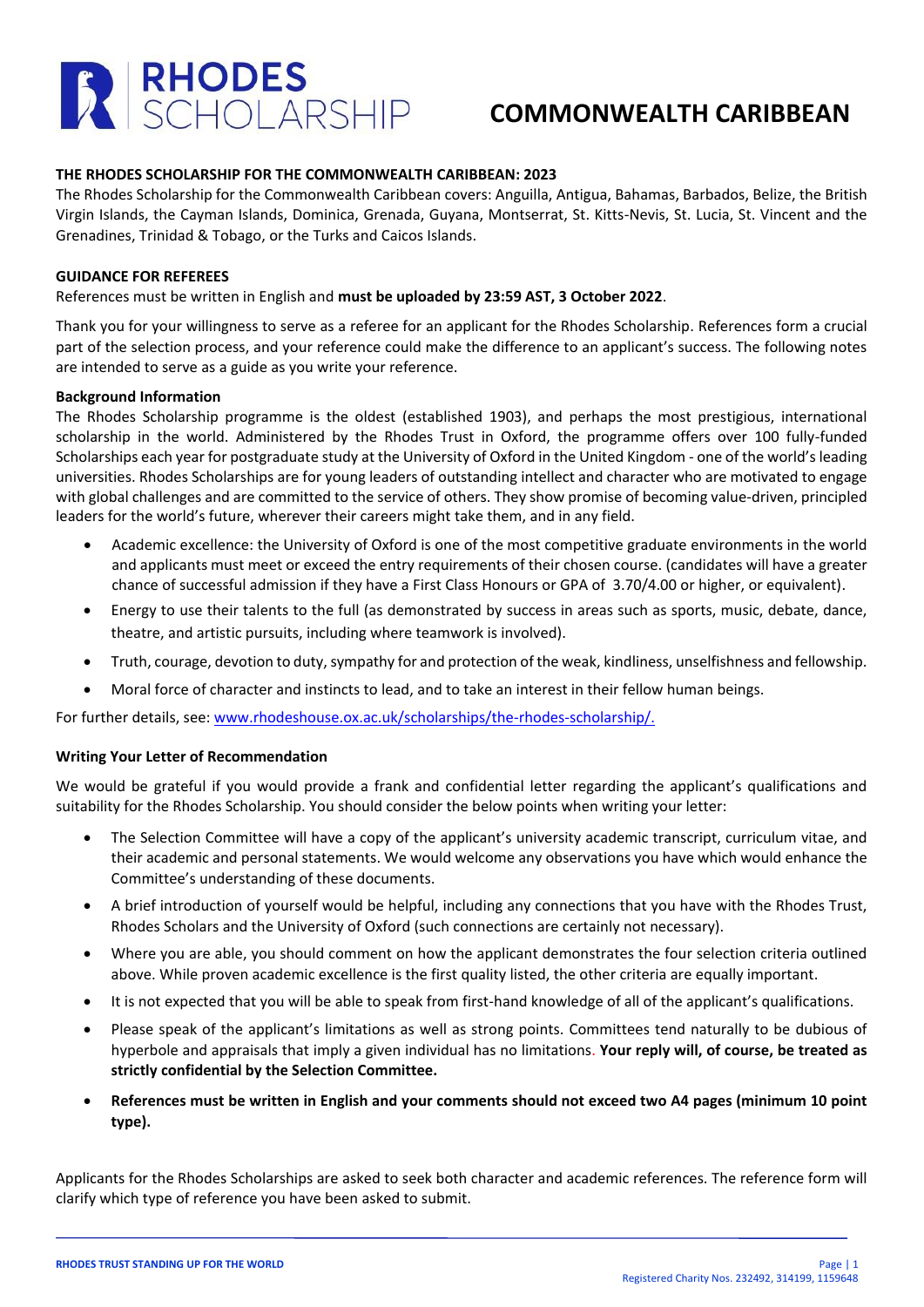**RHODES SCHOLARSHIP**

# COMMONWEALTH CARIBBEAN

## THE RHODES SCHOLARSHIP FOR THE COMMONWEALTH CARIBBEAN: 2023

The Rhodes Scholarship for the Commonwealth Caribbean covers: Anguilla, Antigua, Bahamas, Barbados, Belize, the British Virgin Islands, the Cayman Islands, Dominica, Grenada, Guyana, Montserrat, St. Kitts-Nevis, St. Lucia, St. Vincent and the Grenadines, Trinidad & Tobago, or the Turks and Caicos Islands.

## GUIDANCE FOR REFEREES

References must be written in English and **must be uploaded by 23:59 AST, 3 October 2022**.

Thank you for your willingness to serve as a referee for an applicant for the Rhodes Scholarship. References form a crucial part of the selection process, and your reference could make the difference to an applicant's success. The following notes are intended to serve as a guide as you write your reference.

### Background Information

The Rhodes Scholarship programme is the oldest (established 1903), and perhaps the most prestigious, international scholarship in the world. Administered by the Rhodes Trust in Oxford, the programme offers over 100 fully-funded Scholarships each year for postgraduate study at the University of Oxford in the United Kingdom - one of the world's leading universities. Rhodes Scholarships are for young leaders of outstanding intellect and character who are motivated to engage with global challenges and are committed to the service of others. They show promise of becoming value-driven, principled leaders for the world's future, wherever their careers might take them, and in any field.

- Academic excellence: the University of Oxford is one of the most competitive graduate environments in the world and applicants must meet or exceed the entry requirements of their chosen course. (candidates will have a greater chance of successful admission if they have a First Class Honours or GPA of 3.70/4.00 or higher, or equivalent).
- Energy to use their talents to the full (as demonstrated by success in areas such as sports, music, debate, dance, theatre, and artistic pursuits, including where teamwork is involved).
- Truth, courage, devotion to duty, sympathy for and protection of the weak, kindliness, unselfishness and fellowship.
- Moral force of character and instincts to lead, and to take an interest in their fellow human beings.

For further details, see: www.rhodeshouse.ox.ac.uk/scholarships/the-rhodes-scholarship/.

### Writing Your Letter of Recommendation

We would be grateful if you would provide a frank and confidential letter regarding the applicant's qualifications and suitability for the Rhodes Scholarship. You should consider the below points when writing your letter:

- The Selection Committee will have a copy of the applicant's university academic transcript, curriculum vitae, and their academic and personal statements. We would welcome any observations you have which would enhance the Committee's understanding of these documents.
- A brief introduction of yourself would be helpful, including any connections that you have with the Rhodes Trust, Rhodes Scholars and the University of Oxford (such connections are certainly not necessary).
- Where you are able, you should comment on how the applicant demonstrates the four selection criteria outlined above. While proven academic excellence is the first quality listed, the other criteria are equally important.
- It is not expected that you will be able to speak from first-hand knowledge of all of the applicant's qualifications.
- Please speak of the applicant's limitations as well as strong points. Committees tend naturally to be dubious of hyperbole and appraisals that imply a given individual has no limitations. **Your reply will, of course, be treated as strictly confidential by the Selection Committee.**
- **References must be written in English and your comments should not exceed two A4 pages (minimum 10 point type).**

Applicants for the Rhodes Scholarships are asked to seek both character and academic references. The reference form will clarify which type of reference you have been asked to submit.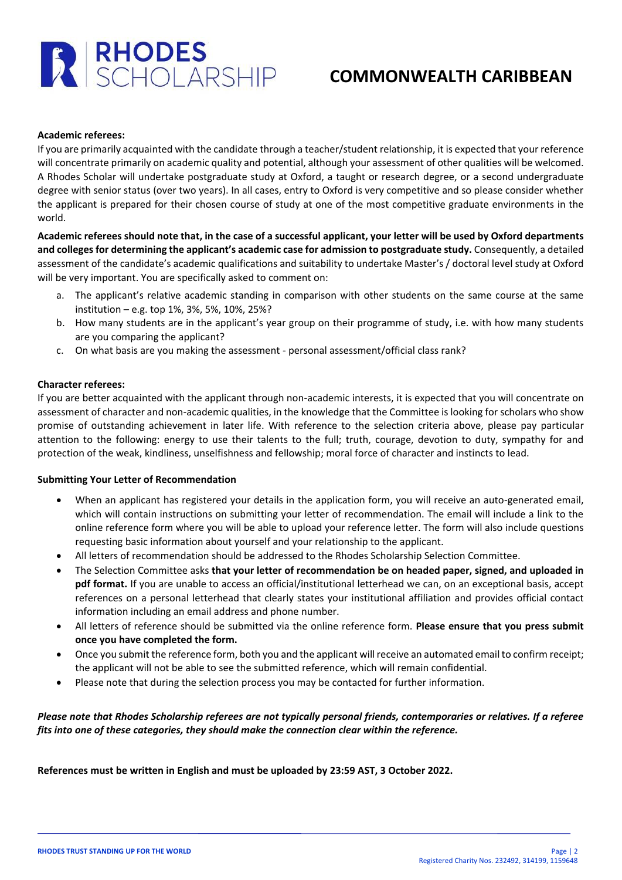**Academic referees:**

If you are primarily acquainted with the candidate through a teacher/student relationship, it is expected that your reference will concentrate primarily on academic quality and potential, although your assessment of other qualities will be welcomed. A Rhodes Scholar will undertake postgraduate study at Oxford, a taught or research degree, or a second undergraduate degree with senior status (over two years). In all cases, entry to Oxford is very competitive and so please consider whether the applicant is prepared for their chosen course of study at one of the most competitive graduate environments in the world.

**Academic referees should note that, in the case of a successful applicant, your letter will be used by Oxford departments and colleges for determining the applicant's academic case for admission to postgraduate study.** Consequently, a detailed assessment of the candidate's academic qualifications and suitability to undertake Master's / doctoral level study at Oxford will be very important. You are specifically asked to comment on:

a. The applicant's relative academic standing in comparison with other students on the same course at the same institution – e.g. top 1%, 3%, 5%, 10%, 25%?
b. How many students are in the applicant's year group on their programme of study, i.e. with how many students are you comparing the applicant?
c. On what basis are you making the assessment - personal assessment/official class rank?

**Character referees:**

If you are better acquainted with the applicant through non-academic interests, it is expected that you will concentrate on assessment of character and non-academic qualities, in the knowledge that the Committee is looking for scholars who show promise of outstanding achievement in later life. With reference to the selection criteria above, please pay particular attention to the following: energy to use their talents to the full; truth, courage, devotion to duty, sympathy for and protection of the weak, kindliness, unselfishness and fellowship; moral force of character and instincts to lead.

**Submitting Your Letter of Recommendation**

- When an applicant has registered your details in the application form, you will receive an auto-generated email, which will contain instructions on submitting your letter of recommendation. The email will include a link to the online reference form where you will be able to upload your reference letter. The form will also include questions requesting basic information about yourself and your relationship to the applicant.
- All letters of recommendation should be addressed to the Rhodes Scholarship Selection Committee.
- The Selection Committee asks **that your letter of recommendation be on headed paper, signed, and uploaded in pdf format.** If you are unable to access an official/institutional letterhead we can, on an exceptional basis, accept references on a personal letterhead that clearly states your institutional affiliation and provides official contact information including an email address and phone number.
- All letters of reference should be submitted via the online reference form. **Please ensure that you press submit once you have completed the form.**
- Once you submit the reference form, both you and the applicant will receive an automated email to confirm receipt; the applicant will not be able to see the submitted reference, which will remain confidential.
- Please note that during the selection process you may be contacted for further information.

***Please note that Rhodes Scholarship referees are not typically personal friends, contemporaries or relatives. If a referee fits into one of these categories, they should make the connection clear within the reference.***

**References must be written in English and must be uploaded by 23:59 AST, 3 October 2022.**